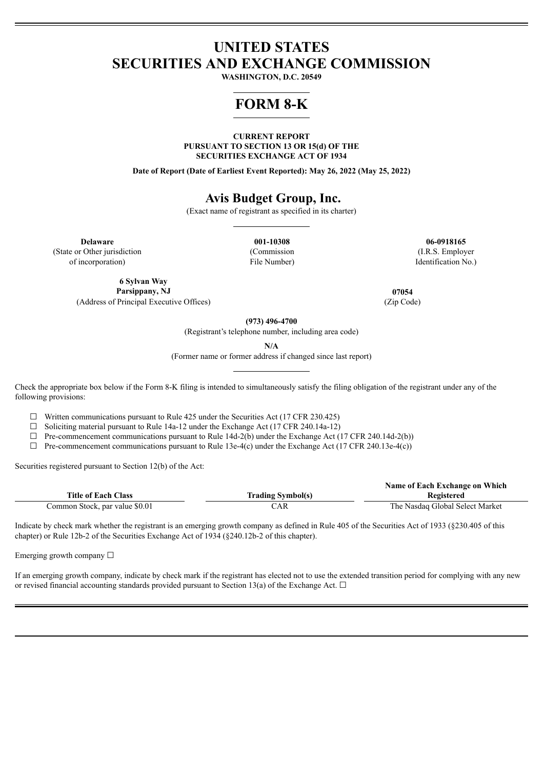# UNITED STATES
# SECURITIES AND EXCHANGE COMMISSION

**WASHINGTON, D.C. 20549**

# FORM 8-K

**CURRENT REPORT**
**PURSUANT TO SECTION 13 OR 15(d) OF THE**
**SECURITIES EXCHANGE ACT OF 1934**

**Date of Report (Date of Earliest Event Reported): May 26, 2022 (May 25, 2022)**

## Avis Budget Group, Inc.

(Exact name of registrant as specified in its charter)

| **Delaware** | **001-10308** | **06-0918165** |
|---|---|---|
| (State or Other jurisdiction of incorporation) | (Commission File Number) | (I.R.S. Employer Identification No.) |

| **6 Sylvan Way Parsippany, NJ** | **07054** |
|---|---|
| (Address of Principal Executive Offices) | (Zip Code) |

**(973) 496-4700**
(Registrant's telephone number, including area code)

**N/A**
(Former name or former address if changed since last report)

Check the appropriate box below if the Form 8-K filing is intended to simultaneously satisfy the filing obligation of the registrant under any of the following provisions:

☐ Written communications pursuant to Rule 425 under the Securities Act (17 CFR 230.425)
☐ Soliciting material pursuant to Rule 14a-12 under the Exchange Act (17 CFR 240.14a-12)
☐ Pre-commencement communications pursuant to Rule 14d-2(b) under the Exchange Act (17 CFR 240.14d-2(b))
☐ Pre-commencement communications pursuant to Rule 13e-4(c) under the Exchange Act (17 CFR 240.13e-4(c))

Securities registered pursuant to Section 12(b) of the Act:

| Title of Each Class | Trading Symbol(s) | Name of Each Exchange on Which Registered |
|---|---|---|
| Common Stock, par value $0.01 | CAR | The Nasdaq Global Select Market |

Indicate by check mark whether the registrant is an emerging growth company as defined in Rule 405 of the Securities Act of 1933 (§230.405 of this chapter) or Rule 12b-2 of the Securities Exchange Act of 1934 (§240.12b-2 of this chapter).

Emerging growth company ☐

If an emerging growth company, indicate by check mark if the registrant has elected not to use the extended transition period for complying with any new or revised financial accounting standards provided pursuant to Section 13(a) of the Exchange Act. ☐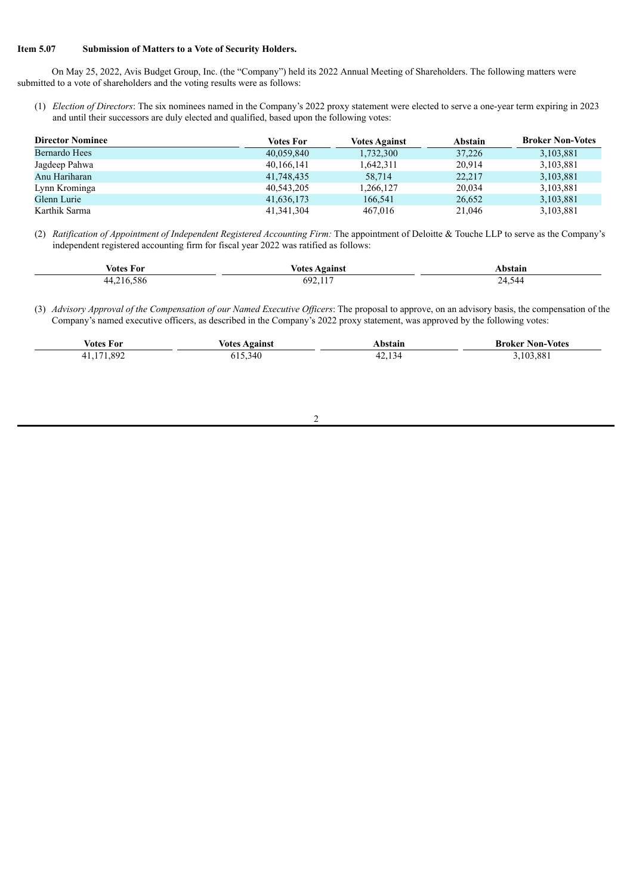**Item 5.07 Submission of Matters to a Vote of Security Holders.**

On May 25, 2022, Avis Budget Group, Inc. (the "Company") held its 2022 Annual Meeting of Shareholders. The following matters were submitted to a vote of shareholders and the voting results were as follows:

(1) *Election of Directors*: The six nominees named in the Company's 2022 proxy statement were elected to serve a one-year term expiring in 2023 and until their successors are duly elected and qualified, based upon the following votes:

| Director Nominee | Votes For | Votes Against | Abstain | Broker Non-Votes |
|---|---|---|---|---|
| Bernardo Hees | 40,059,840 | 1,732,300 | 37,226 | 3,103,881 |
| Jagdeep Pahwa | 40,166,141 | 1,642,311 | 20,914 | 3,103,881 |
| Anu Hariharan | 41,748,435 | 58,714 | 22,217 | 3,103,881 |
| Lynn Krominga | 40,543,205 | 1,266,127 | 20,034 | 3,103,881 |
| Glenn Lurie | 41,636,173 | 166,541 | 26,652 | 3,103,881 |
| Karthik Sarma | 41,341,304 | 467,016 | 21,046 | 3,103,881 |

(2) *Ratification of Appointment of Independent Registered Accounting Firm:* The appointment of Deloitte & Touche LLP to serve as the Company's independent registered accounting firm for fiscal year 2022 was ratified as follows:

| Votes For | Votes Against | Abstain |
|---|---|---|
| 44,216,586 | 692,117 | 24,544 |

(3) *Advisory Approval of the Compensation of our Named Executive Officers*: The proposal to approve, on an advisory basis, the compensation of the Company's named executive officers, as described in the Company's 2022 proxy statement, was approved by the following votes:

| Votes For | Votes Against | Abstain | Broker Non-Votes |
|---|---|---|---|
| 41,171,892 | 615,340 | 42,134 | 3,103,881 |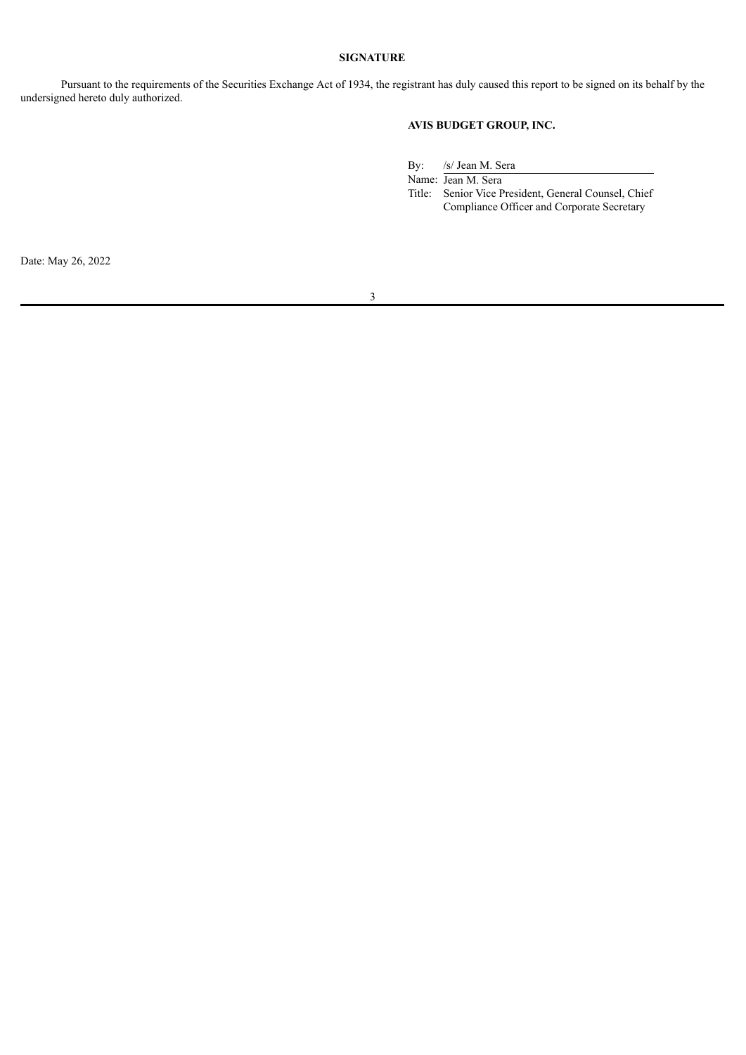**SIGNATURE**

Pursuant to the requirements of the Securities Exchange Act of 1934, the registrant has duly caused this report to be signed on its behalf by the undersigned hereto duly authorized.

**AVIS BUDGET GROUP, INC.**

By: /s/ Jean M. Sera

Name: Jean M. Sera

Title: Senior Vice President, General Counsel, Chief Compliance Officer and Corporate Secretary

Date: May 26, 2022